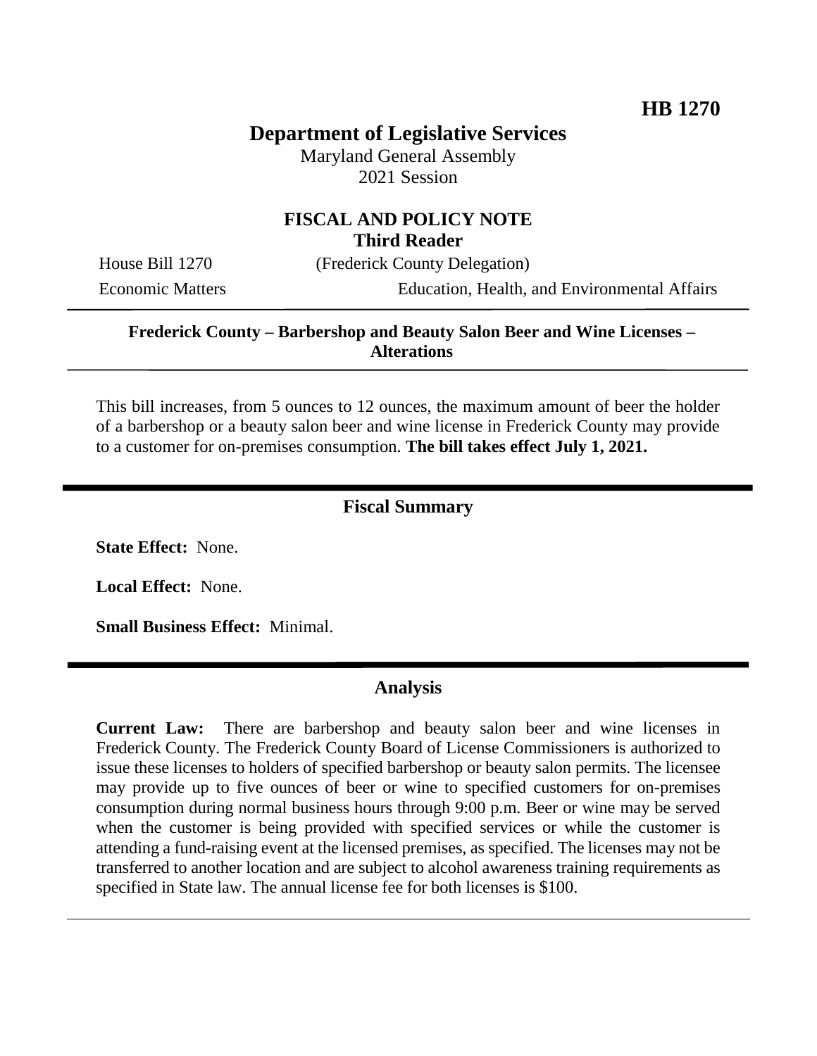HB 1270

# Department of Legislative Services

Maryland General Assembly
2021 Session

## FISCAL AND POLICY NOTE
**Third Reader**

House Bill 1270 (Frederick County Delegation)

Economic Matters Education, Health, and Environmental Affairs

**Frederick County – Barbershop and Beauty Salon Beer and Wine Licenses – Alterations**

This bill increases, from 5 ounces to 12 ounces, the maximum amount of beer the holder of a barbershop or a beauty salon beer and wine license in Frederick County may provide to a customer for on-premises consumption. **The bill takes effect July 1, 2021.**

## Fiscal Summary

**State Effect:** None.

**Local Effect:** None.

**Small Business Effect:** Minimal.

## Analysis

**Current Law:** There are barbershop and beauty salon beer and wine licenses in Frederick County. The Frederick County Board of License Commissioners is authorized to issue these licenses to holders of specified barbershop or beauty salon permits. The licensee may provide up to five ounces of beer or wine to specified customers for on-premises consumption during normal business hours through 9:00 p.m. Beer or wine may be served when the customer is being provided with specified services or while the customer is attending a fund-raising event at the licensed premises, as specified. The licenses may not be transferred to another location and are subject to alcohol awareness training requirements as specified in State law. The annual license fee for both licenses is $100.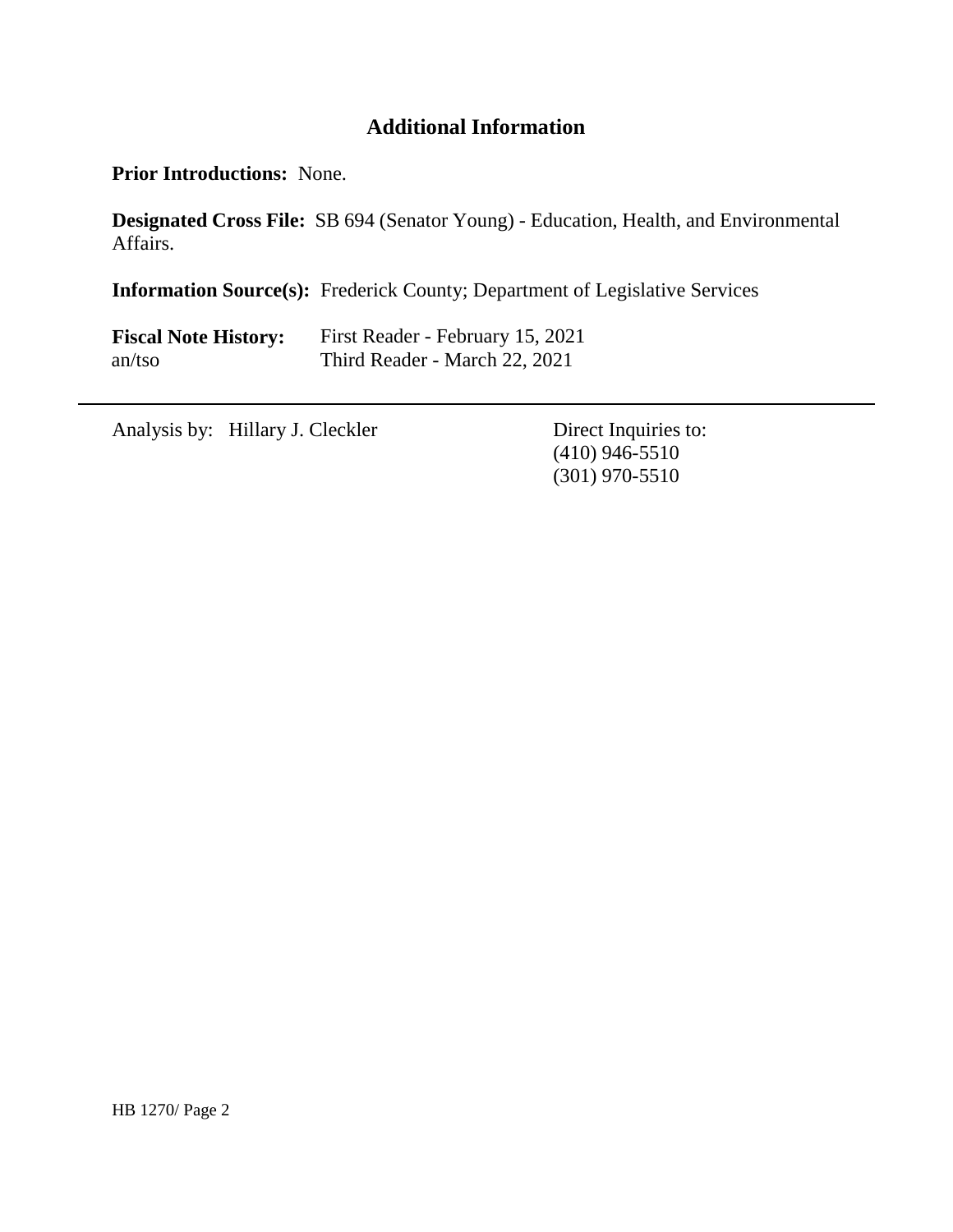## Additional Information

**Prior Introductions:** None.

**Designated Cross File:** SB 694 (Senator Young) - Education, Health, and Environmental Affairs.

**Information Source(s):** Frederick County; Department of Legislative Services

**Fiscal Note History:** First Reader - February 15, 2021
an/tso Third Reader - March 22, 2021

---

Analysis by: Hillary J. Cleckler

Direct Inquiries to:
(410) 946-5510
(301) 970-5510